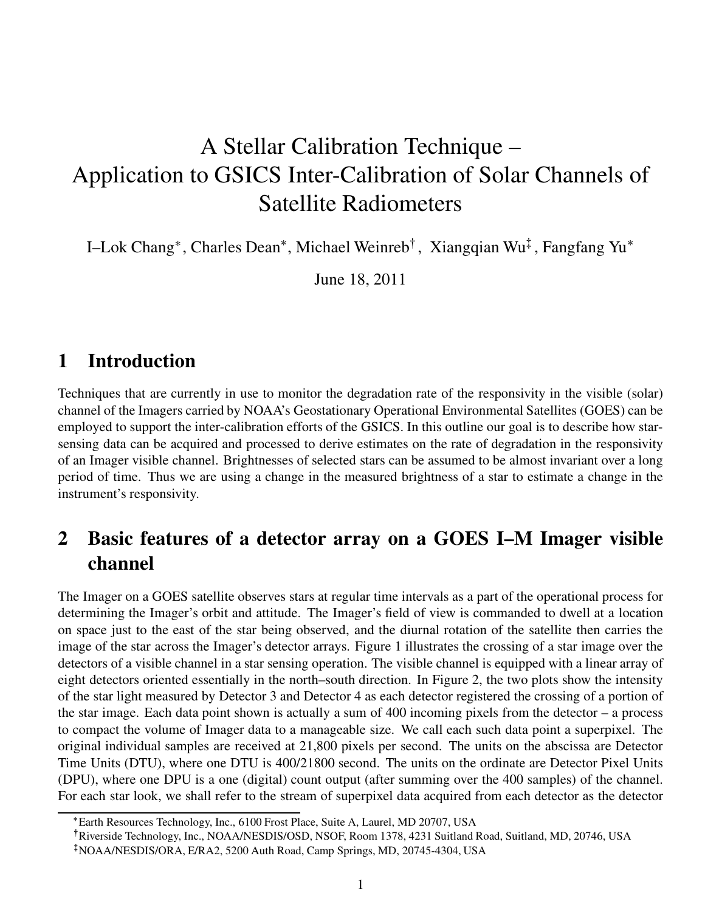# A Stellar Calibration Technique – Application to GSICS Inter-Calibration of Solar Channels of Satellite Radiometers

I–Lok Chang*, Charles Dean*, Michael Weinreb†, Xiangqian Wu‡, Fangfang Yu*

June 18, 2011

## 1 Introduction

Techniques that are currently in use to monitor the degradation rate of the responsivity in the visible (solar) channel of the Imagers carried by NOAA's Geostationary Operational Environmental Satellites (GOES) can be employed to support the inter-calibration efforts of the GSICS. In this outline our goal is to describe how star-sensing data can be acquired and processed to derive estimates on the rate of degradation in the responsivity of an Imager visible channel. Brightnesses of selected stars can be assumed to be almost invariant over a long period of time. Thus we are using a change in the measured brightness of a star to estimate a change in the instrument's responsivity.

## 2 Basic features of a detector array on a GOES I–M Imager visible channel

The Imager on a GOES satellite observes stars at regular time intervals as a part of the operational process for determining the Imager's orbit and attitude. The Imager's field of view is commanded to dwell at a location on space just to the east of the star being observed, and the diurnal rotation of the satellite then carries the image of the star across the Imager's detector arrays. Figure 1 illustrates the crossing of a star image over the detectors of a visible channel in a star sensing operation. The visible channel is equipped with a linear array of eight detectors oriented essentially in the north–south direction. In Figure 2, the two plots show the intensity of the star light measured by Detector 3 and Detector 4 as each detector registered the crossing of a portion of the star image. Each data point shown is actually a sum of 400 incoming pixels from the detector – a process to compact the volume of Imager data to a manageable size. We call each such data point a superpixel. The original individual samples are received at 21,800 pixels per second. The units on the abscissa are Detector Time Units (DTU), where one DTU is 400/21800 second. The units on the ordinate are Detector Pixel Units (DPU), where one DPU is a one (digital) count output (after summing over the 400 samples) of the channel. For each star look, we shall refer to the stream of superpixel data acquired from each detector as the detector

*Earth Resources Technology, Inc., 6100 Frost Place, Suite A, Laurel, MD 20707, USA

†Riverside Technology, Inc., NOAA/NESDIS/OSD, NSOF, Room 1378, 4231 Suitland Road, Suitland, MD, 20746, USA

‡NOAA/NESDIS/ORA, E/RA2, 5200 Auth Road, Camp Springs, MD, 20745-4304, USA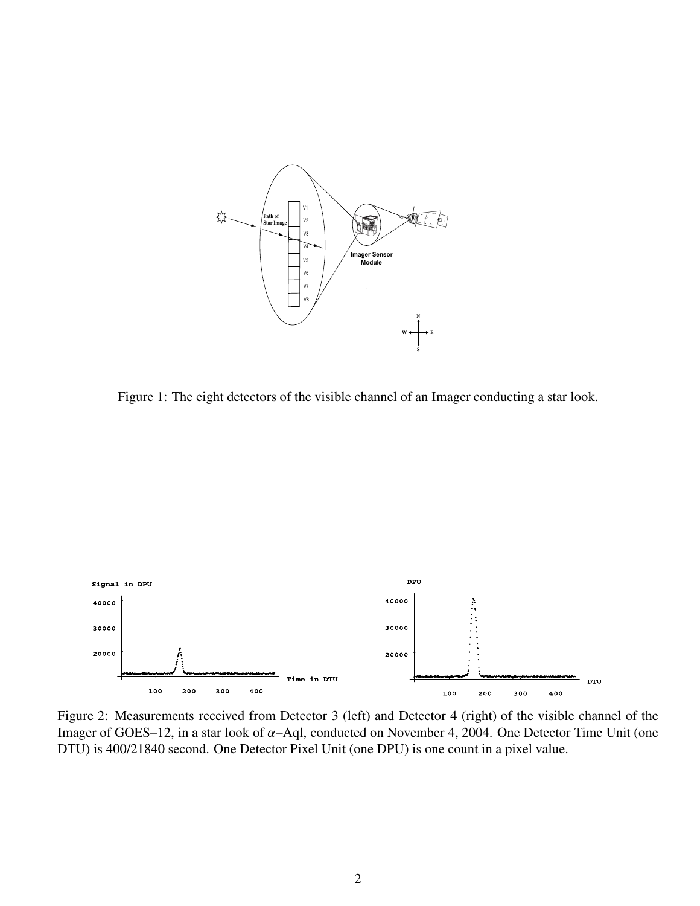Figure 1: The eight detectors of the visible channel of an Imager conducting a star look.

Figure 2: Measurements received from Detector 3 (left) and Detector 4 (right) of the visible channel of the Imager of GOES–12, in a star look of $\alpha$–Aql, conducted on November 4, 2004. One Detector Time Unit (one DTU) is 400/21840 second. One Detector Pixel Unit (one DPU) is one count in a pixel value.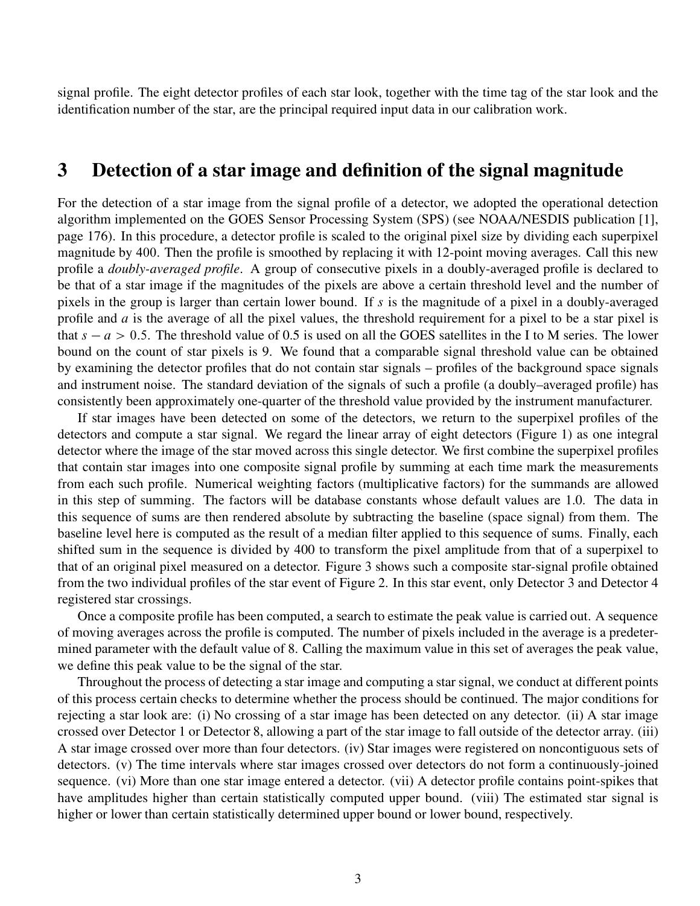signal profile. The eight detector profiles of each star look, together with the time tag of the star look and the identification number of the star, are the principal required input data in our calibration work.

## 3 Detection of a star image and definition of the signal magnitude

For the detection of a star image from the signal profile of a detector, we adopted the operational detection algorithm implemented on the GOES Sensor Processing System (SPS) (see NOAA/NESDIS publication [1], page 176). In this procedure, a detector profile is scaled to the original pixel size by dividing each superpixel magnitude by 400. Then the profile is smoothed by replacing it with 12-point moving averages. Call this new profile a *doubly-averaged profile*. A group of consecutive pixels in a doubly-averaged profile is declared to be that of a star image if the magnitudes of the pixels are above a certain threshold level and the number of pixels in the group is larger than certain lower bound. If $s$ is the magnitude of a pixel in a doubly-averaged profile and $a$ is the average of all the pixel values, the threshold requirement for a pixel to be a star pixel is that $s - a > 0.5$. The threshold value of 0.5 is used on all the GOES satellites in the I to M series. The lower bound on the count of star pixels is 9. We found that a comparable signal threshold value can be obtained by examining the detector profiles that do not contain star signals – profiles of the background space signals and instrument noise. The standard deviation of the signals of such a profile (a doubly–averaged profile) has consistently been approximately one-quarter of the threshold value provided by the instrument manufacturer.

If star images have been detected on some of the detectors, we return to the superpixel profiles of the detectors and compute a star signal. We regard the linear array of eight detectors (Figure 1) as one integral detector where the image of the star moved across this single detector. We first combine the superpixel profiles that contain star images into one composite signal profile by summing at each time mark the measurements from each such profile. Numerical weighting factors (multiplicative factors) for the summands are allowed in this step of summing. The factors will be database constants whose default values are 1.0. The data in this sequence of sums are then rendered absolute by subtracting the baseline (space signal) from them. The baseline level here is computed as the result of a median filter applied to this sequence of sums. Finally, each shifted sum in the sequence is divided by 400 to transform the pixel amplitude from that of a superpixel to that of an original pixel measured on a detector. Figure 3 shows such a composite star-signal profile obtained from the two individual profiles of the star event of Figure 2. In this star event, only Detector 3 and Detector 4 registered star crossings.

Once a composite profile has been computed, a search to estimate the peak value is carried out. A sequence of moving averages across the profile is computed. The number of pixels included in the average is a predetermined parameter with the default value of 8. Calling the maximum value in this set of averages the peak value, we define this peak value to be the signal of the star.

Throughout the process of detecting a star image and computing a star signal, we conduct at different points of this process certain checks to determine whether the process should be continued. The major conditions for rejecting a star look are: (i) No crossing of a star image has been detected on any detector. (ii) A star image crossed over Detector 1 or Detector 8, allowing a part of the star image to fall outside of the detector array. (iii) A star image crossed over more than four detectors. (iv) Star images were registered on noncontiguous sets of detectors. (v) The time intervals where star images crossed over detectors do not form a continuously-joined sequence. (vi) More than one star image entered a detector. (vii) A detector profile contains point-spikes that have amplitudes higher than certain statistically computed upper bound. (viii) The estimated star signal is higher or lower than certain statistically determined upper bound or lower bound, respectively.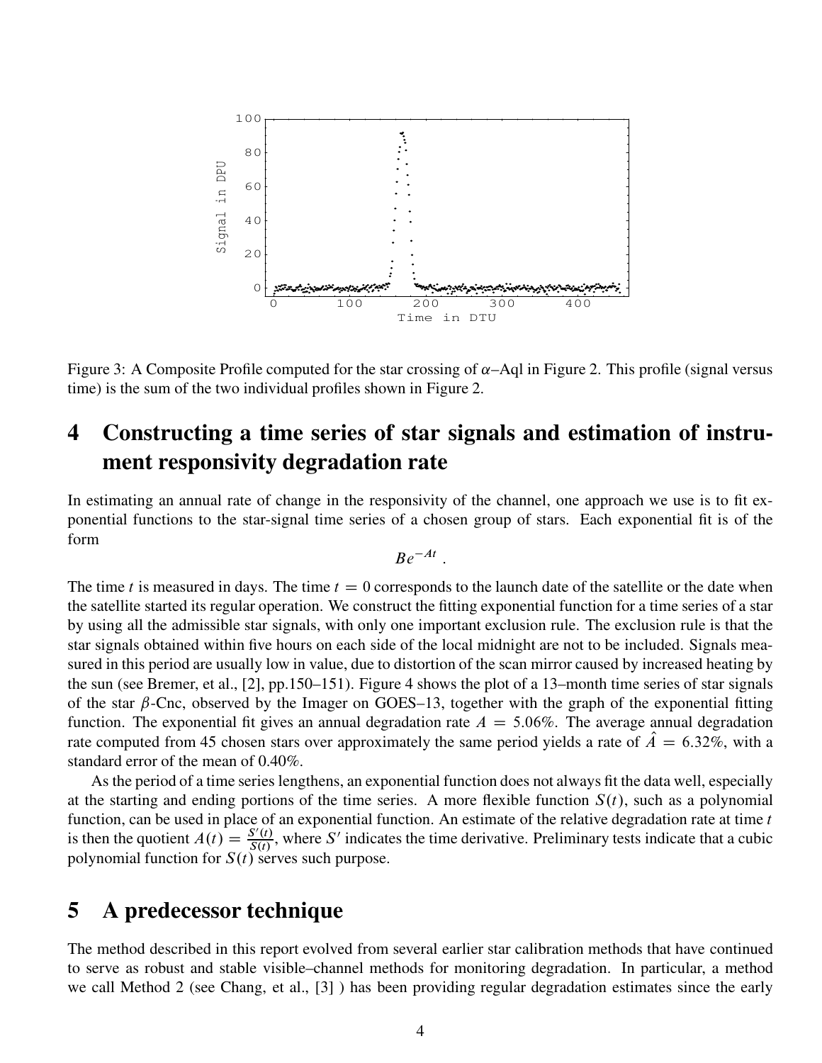Figure 3: A Composite Profile computed for the star crossing of $\alpha$–Aql in Figure 2. This profile (signal versus time) is the sum of the two individual profiles shown in Figure 2.

## 4 Constructing a time series of star signals and estimation of instrument responsivity degradation rate

In estimating an annual rate of change in the responsivity of the channel, one approach we use is to fit exponential functions to the star-signal time series of a chosen group of stars. Each exponential fit is of the form

$$Be^{-At}.$$

The time $t$ is measured in days. The time $t = 0$ corresponds to the launch date of the satellite or the date when the satellite started its regular operation. We construct the fitting exponential function for a time series of a star by using all the admissible star signals, with only one important exclusion rule. The exclusion rule is that the star signals obtained within five hours on each side of the local midnight are not to be included. Signals measured in this period are usually low in value, due to distortion of the scan mirror caused by increased heating by the sun (see Bremer, et al., [2], pp.150–151). Figure 4 shows the plot of a 13–month time series of star signals of the star $\beta$-Cnc, observed by the Imager on GOES–13, together with the graph of the exponential fitting function. The exponential fit gives an annual degradation rate $A = 5.06\%$. The average annual degradation rate computed from 45 chosen stars over approximately the same period yields a rate of $\hat{A} = 6.32\%$, with a standard error of the mean of 0.40%.

As the period of a time series lengthens, an exponential function does not always fit the data well, especially at the starting and ending portions of the time series. A more flexible function $S(t)$, such as a polynomial function, can be used in place of an exponential function. An estimate of the relative degradation rate at time $t$ is then the quotient $A(t) = \frac{S'(t)}{S(t)}$, where $S'$ indicates the time derivative. Preliminary tests indicate that a cubic polynomial function for $S(t)$ serves such purpose.

## 5 A predecessor technique

The method described in this report evolved from several earlier star calibration methods that have continued to serve as robust and stable visible–channel methods for monitoring degradation. In particular, a method we call Method 2 (see Chang, et al., [3] ) has been providing regular degradation estimates since the early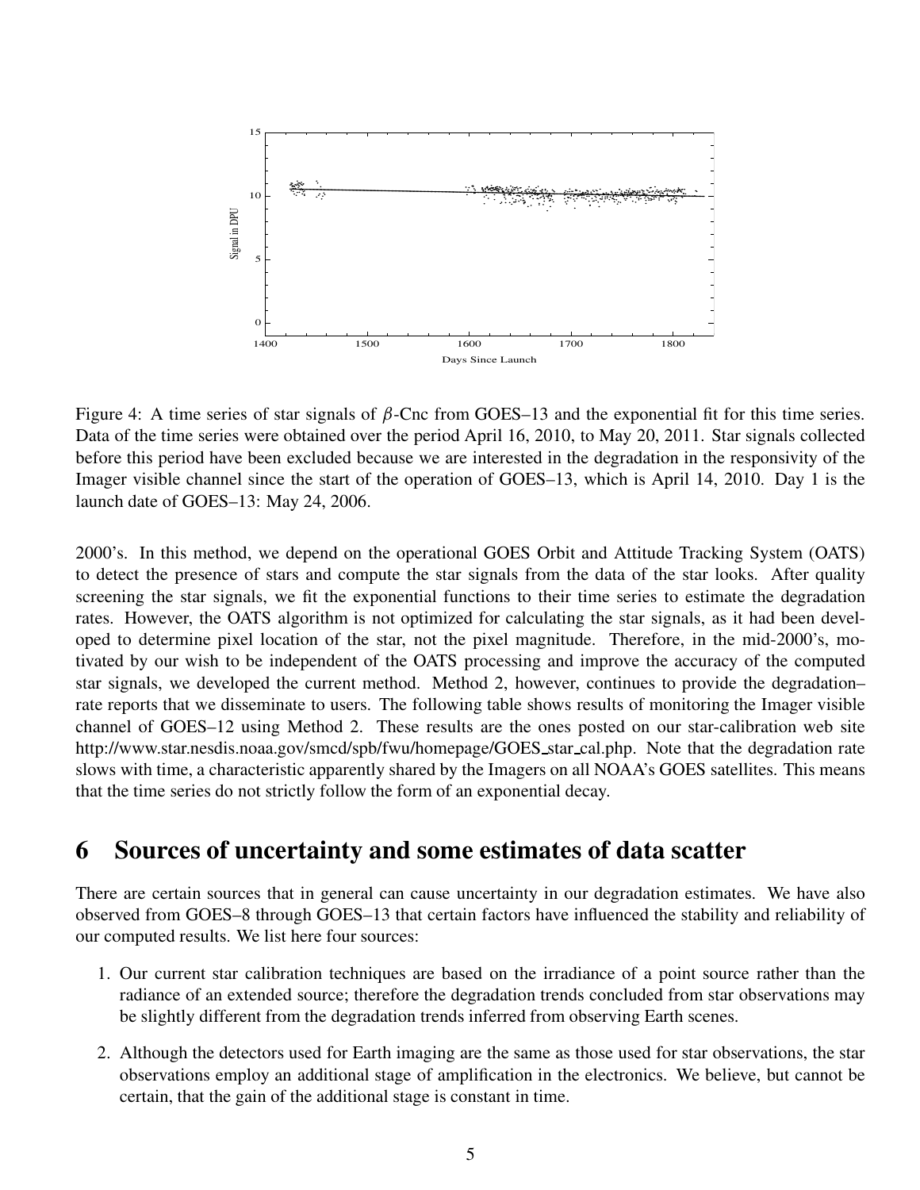Figure 4: A time series of star signals of $\beta$-Cnc from GOES–13 and the exponential fit for this time series. Data of the time series were obtained over the period April 16, 2010, to May 20, 2011. Star signals collected before this period have been excluded because we are interested in the degradation in the responsivity of the Imager visible channel since the start of the operation of GOES–13, which is April 14, 2010. Day 1 is the launch date of GOES–13: May 24, 2006.

2000's. In this method, we depend on the operational GOES Orbit and Attitude Tracking System (OATS) to detect the presence of stars and compute the star signals from the data of the star looks. After quality screening the star signals, we fit the exponential functions to their time series to estimate the degradation rates. However, the OATS algorithm is not optimized for calculating the star signals, as it had been developed to determine pixel location of the star, not the pixel magnitude. Therefore, in the mid-2000's, motivated by our wish to be independent of the OATS processing and improve the accuracy of the computed star signals, we developed the current method. Method 2, however, continues to provide the degradation–rate reports that we disseminate to users. The following table shows results of monitoring the Imager visible channel of GOES–12 using Method 2. These results are the ones posted on our star-calibration web site http://www.star.nesdis.noaa.gov/smcd/spb/fwu/homepage/GOES_star_cal.php. Note that the degradation rate slows with time, a characteristic apparently shared by the Imagers on all NOAA's GOES satellites. This means that the time series do not strictly follow the form of an exponential decay.

# 6 Sources of uncertainty and some estimates of data scatter

There are certain sources that in general can cause uncertainty in our degradation estimates. We have also observed from GOES–8 through GOES–13 that certain factors have influenced the stability and reliability of our computed results. We list here four sources:

1. Our current star calibration techniques are based on the irradiance of a point source rather than the radiance of an extended source; therefore the degradation trends concluded from star observations may be slightly different from the degradation trends inferred from observing Earth scenes.

2. Although the detectors used for Earth imaging are the same as those used for star observations, the star observations employ an additional stage of amplification in the electronics. We believe, but cannot be certain, that the gain of the additional stage is constant in time.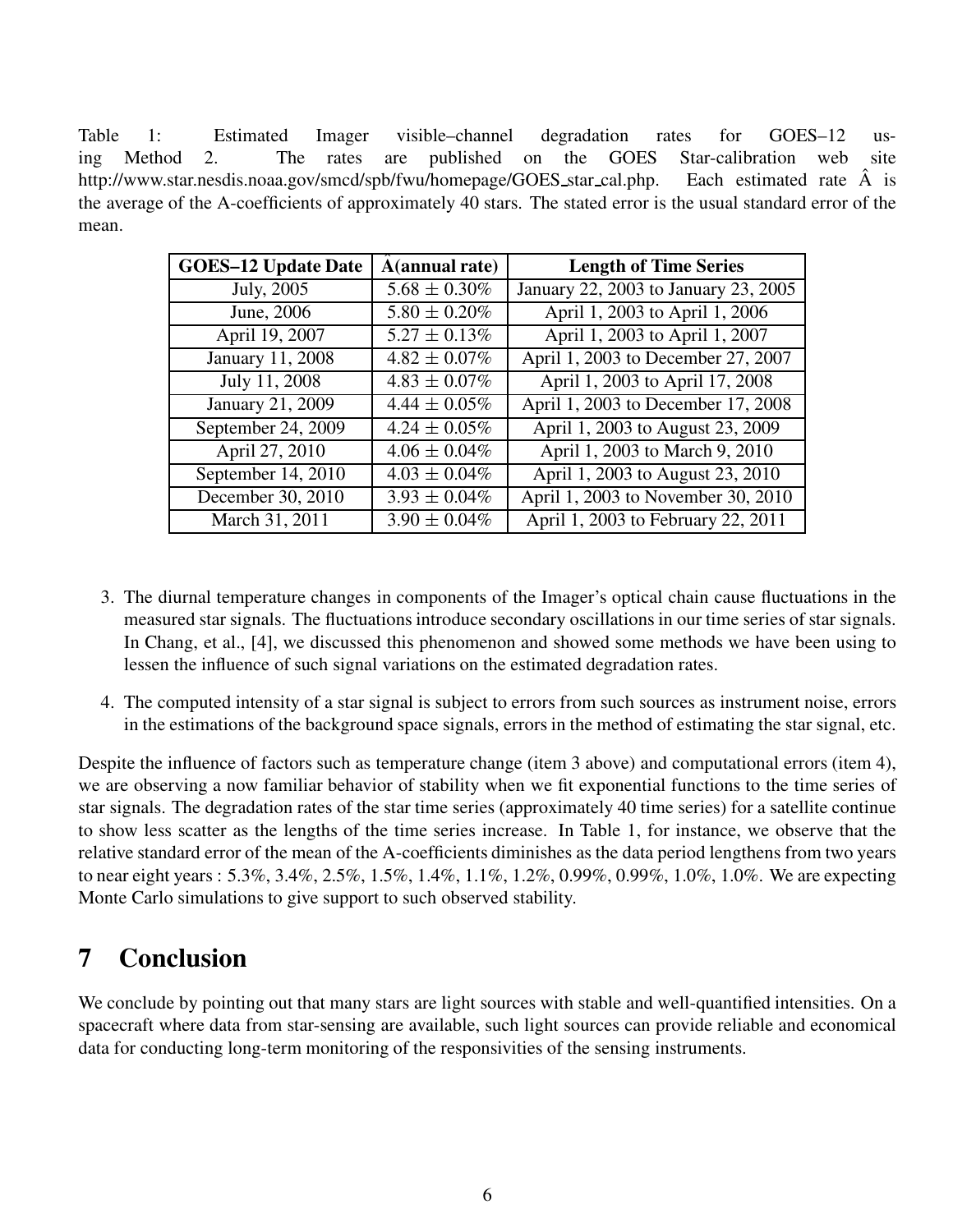Table 1: Estimated Imager visible–channel degradation rates for GOES–12 using Method 2. The rates are published on the GOES Star-calibration web site http://www.star.nesdis.noaa.gov/smcd/spb/fwu/homepage/GOES_star_cal.php. Each estimated rate $\hat{A}$ is the average of the A-coefficients of approximately 40 stars. The stated error is the usual standard error of the mean.

| GOES–12 Update Date | $\hat{A}$(annual rate) | Length of Time Series |
|---|---|---|
| July, 2005 | $5.68 \pm 0.30\%$ | January 22, 2003 to January 23, 2005 |
| June, 2006 | $5.80 \pm 0.20\%$ | April 1, 2003 to April 1, 2006 |
| April 19, 2007 | $5.27 \pm 0.13\%$ | April 1, 2003 to April 1, 2007 |
| January 11, 2008 | $4.82 \pm 0.07\%$ | April 1, 2003 to December 27, 2007 |
| July 11, 2008 | $4.83 \pm 0.07\%$ | April 1, 2003 to April 17, 2008 |
| January 21, 2009 | $4.44 \pm 0.05\%$ | April 1, 2003 to December 17, 2008 |
| September 24, 2009 | $4.24 \pm 0.05\%$ | April 1, 2003 to August 23, 2009 |
| April 27, 2010 | $4.06 \pm 0.04\%$ | April 1, 2003 to March 9, 2010 |
| September 14, 2010 | $4.03 \pm 0.04\%$ | April 1, 2003 to August 23, 2010 |
| December 30, 2010 | $3.93 \pm 0.04\%$ | April 1, 2003 to November 30, 2010 |
| March 31, 2011 | $3.90 \pm 0.04\%$ | April 1, 2003 to February 22, 2011 |

3. The diurnal temperature changes in components of the Imager's optical chain cause fluctuations in the measured star signals. The fluctuations introduce secondary oscillations in our time series of star signals. In Chang, et al., [4], we discussed this phenomenon and showed some methods we have been using to lessen the influence of such signal variations on the estimated degradation rates.

4. The computed intensity of a star signal is subject to errors from such sources as instrument noise, errors in the estimations of the background space signals, errors in the method of estimating the star signal, etc.

Despite the influence of factors such as temperature change (item 3 above) and computational errors (item 4), we are observing a now familiar behavior of stability when we fit exponential functions to the time series of star signals. The degradation rates of the star time series (approximately 40 time series) for a satellite continue to show less scatter as the lengths of the time series increase. In Table 1, for instance, we observe that the relative standard error of the mean of the A-coefficients diminishes as the data period lengthens from two years to near eight years : 5.3%, 3.4%, 2.5%, 1.5%, 1.4%, 1.1%, 1.2%, 0.99%, 0.99%, 1.0%, 1.0%. We are expecting Monte Carlo simulations to give support to such observed stability.

# 7 Conclusion

We conclude by pointing out that many stars are light sources with stable and well-quantified intensities. On a spacecraft where data from star-sensing are available, such light sources can provide reliable and economical data for conducting long-term monitoring of the responsivities of the sensing instruments.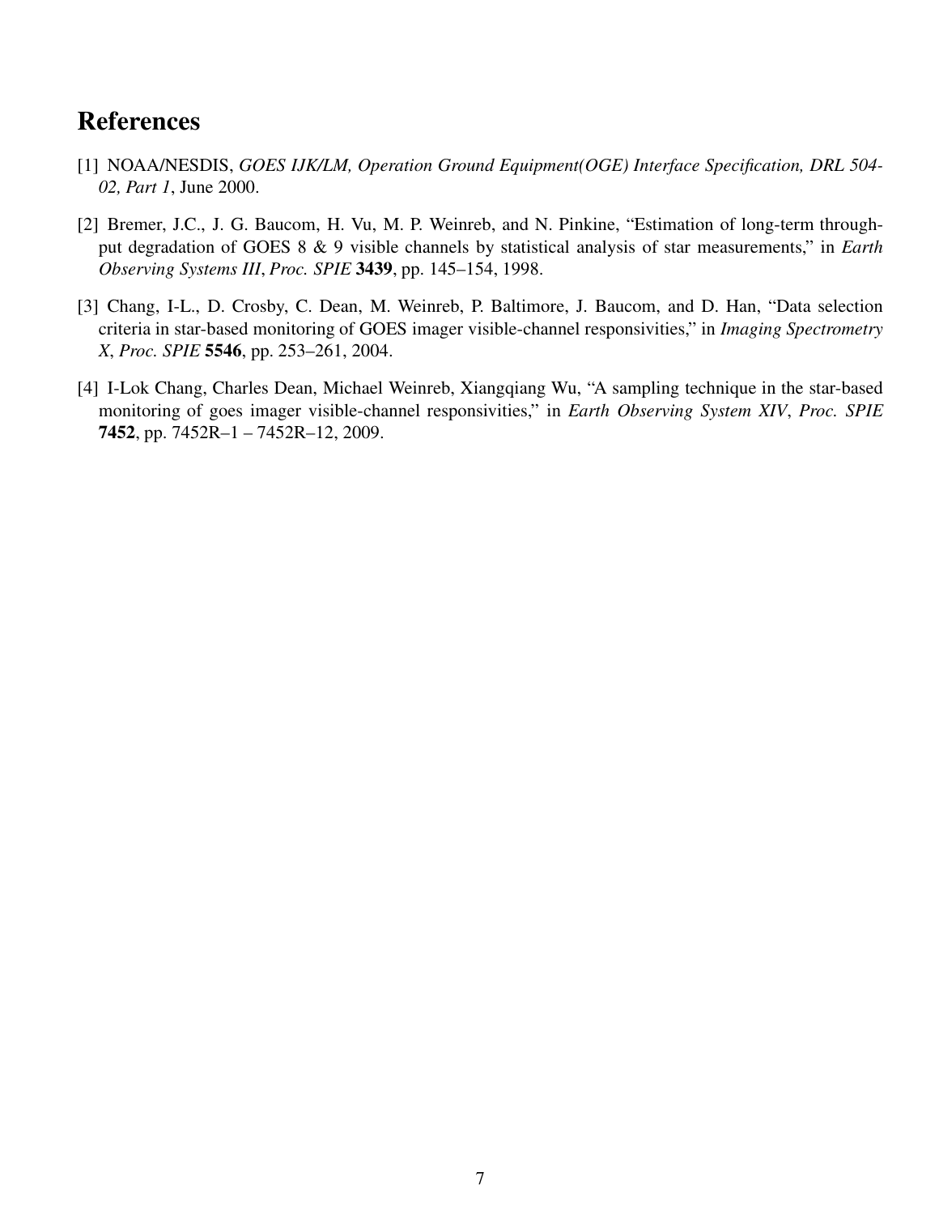# References

[1] NOAA/NESDIS, *GOES IJK/LM, Operation Ground Equipment(OGE) Interface Specification, DRL 504-02, Part 1*, June 2000.

[2] Bremer, J.C., J. G. Baucom, H. Vu, M. P. Weinreb, and N. Pinkine, "Estimation of long-term throughput degradation of GOES 8 & 9 visible channels by statistical analysis of star measurements," in *Earth Observing Systems III*, *Proc. SPIE* **3439**, pp. 145–154, 1998.

[3] Chang, I-L., D. Crosby, C. Dean, M. Weinreb, P. Baltimore, J. Baucom, and D. Han, "Data selection criteria in star-based monitoring of GOES imager visible-channel responsivities," in *Imaging Spectrometry X*, *Proc. SPIE* **5546**, pp. 253–261, 2004.

[4] I-Lok Chang, Charles Dean, Michael Weinreb, Xiangqiang Wu, "A sampling technique in the star-based monitoring of goes imager visible-channel responsivities," in *Earth Observing System XIV*, *Proc. SPIE* **7452**, pp. 7452R–1 – 7452R–12, 2009.